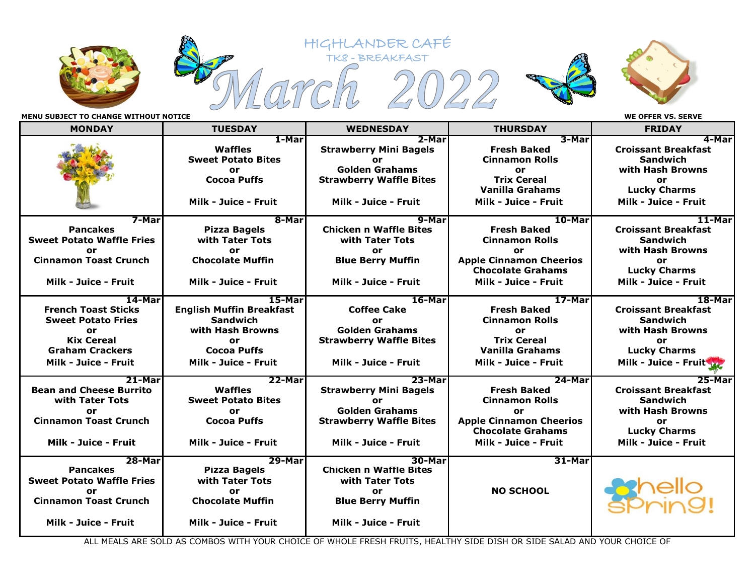# HIGHLANDER CAFÉ

## TK8 - BREAKFAST

# March 2022

**MENU SUBJECT TO CHANGE WITHOUT NOTICE**

**WE OFFER VS. SERVE**

| MONDAY | TUESDAY | WEDNESDAY | THURSDAY | FRIDAY |
|---|---|---|---|---|
| | **1-Mar**<br>Waffles<br>Sweet Potato Bites<br>or<br>Cocoa Puffs<br><br>Milk - Juice - Fruit | **2-Mar**<br>Strawberry Mini Bagels<br>or<br>Golden Grahams<br>Strawberry Waffle Bites<br><br>Milk - Juice - Fruit | **3-Mar**<br>Fresh Baked<br>Cinnamon Rolls<br>or<br>Trix Cereal<br>Vanilla Grahams<br>Milk - Juice - Fruit | **4-Mar**<br>Croissant Breakfast<br>Sandwich<br>with Hash Browns<br>or<br>Lucky Charms<br>Milk - Juice - Fruit |
| **7-Mar**<br>Pancakes<br>Sweet Potato Waffle Fries<br>or<br>Cinnamon Toast Crunch<br><br>Milk - Juice - Fruit | **8-Mar**<br>Pizza Bagels<br>with Tater Tots<br>or<br>Chocolate Muffin<br><br>Milk - Juice - Fruit | **9-Mar**<br>Chicken n Waffle Bites<br>with Tater Tots<br>or<br>Blue Berry Muffin<br><br>Milk - Juice - Fruit | **10-Mar**<br>Fresh Baked<br>Cinnamon Rolls<br>or<br>Apple Cinnamon Cheerios<br>Chocolate Grahams<br>Milk - Juice - Fruit | **11-Mar**<br>Croissant Breakfast<br>Sandwich<br>with Hash Browns<br>or<br>Lucky Charms<br>Milk - Juice - Fruit |
| **14-Mar**<br>French Toast Sticks<br>Sweet Potato Fries<br>or<br>Kix Cereal<br>Graham Crackers<br>Milk - Juice - Fruit | **15-Mar**<br>English Muffin Breakfast<br>Sandwich<br>with Hash Browns<br>or<br>Cocoa Puffs<br>Milk - Juice - Fruit | **16-Mar**<br>Coffee Cake<br>or<br>Golden Grahams<br>Strawberry Waffle Bites<br><br>Milk - Juice - Fruit | **17-Mar**<br>Fresh Baked<br>Cinnamon Rolls<br>or<br>Trix Cereal<br>Vanilla Grahams<br>Milk - Juice - Fruit | **18-Mar**<br>Croissant Breakfast<br>Sandwich<br>with Hash Browns<br>or<br>Lucky Charms<br>Milk - Juice - Fruit |
| **21-Mar**<br>Bean and Cheese Burrito<br>with Tater Tots<br>or<br>Cinnamon Toast Crunch<br><br>Milk - Juice - Fruit | **22-Mar**<br>Waffles<br>Sweet Potato Bites<br>or<br>Cocoa Puffs<br><br>Milk - Juice - Fruit | **23-Mar**<br>Strawberry Mini Bagels<br>or<br>Golden Grahams<br>Strawberry Waffle Bites<br><br>Milk - Juice - Fruit | **24-Mar**<br>Fresh Baked<br>Cinnamon Rolls<br>or<br>Apple Cinnamon Cheerios<br>Chocolate Grahams<br>Milk - Juice - Fruit | **25-Mar**<br>Croissant Breakfast<br>Sandwich<br>with Hash Browns<br>or<br>Lucky Charms<br>Milk - Juice - Fruit |
| **28-Mar**<br>Pancakes<br>Sweet Potato Waffle Fries<br>or<br>Cinnamon Toast Crunch<br><br>Milk - Juice - Fruit | **29-Mar**<br>Pizza Bagels<br>with Tater Tots<br>or<br>Chocolate Muffin<br><br>Milk - Juice - Fruit | **30-Mar**<br>Chicken n Waffle Bites<br>with Tater Tots<br>or<br>Blue Berry Muffin<br><br>Milk - Juice - Fruit | **31-Mar**<br><br>NO SCHOOL | hello spring! |

ALL MEALS ARE SOLD AS COMBOS WITH YOUR CHOICE OF WHOLE FRESH FRUITS, HEALTHY SIDE DISH OR SIDE SALAD AND YOUR CHOICE OF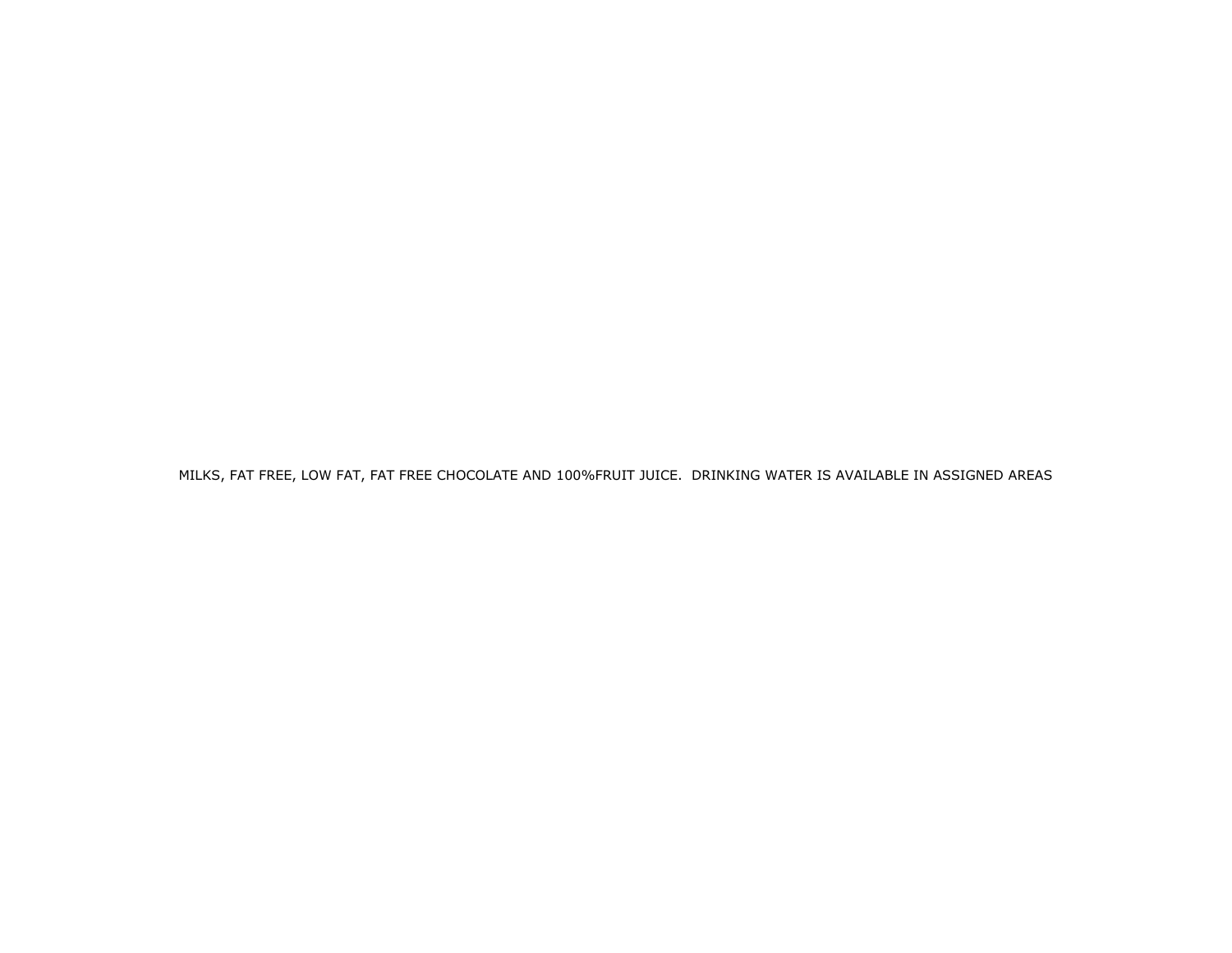MILKS, FAT FREE, LOW FAT, FAT FREE CHOCOLATE AND 100%FRUIT JUICE.  DRINKING WATER IS AVAILABLE IN ASSIGNED AREAS